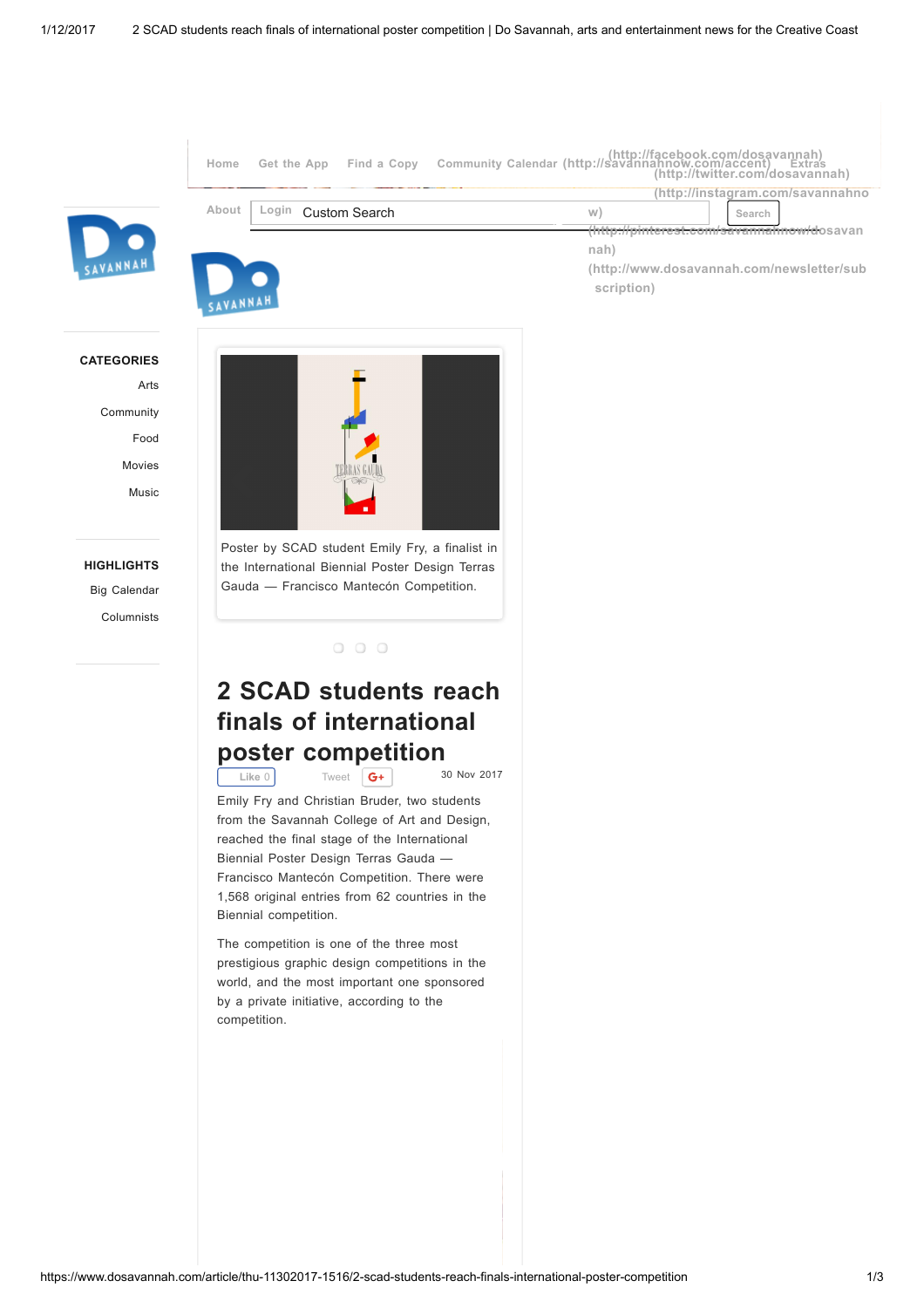Home   Get the App   Find a Copy   Community Calendar (http://savannahnow.com/accent)   Extras   (http://facebook.com/dosavannah) (http://twitter.com/dosavannah) (http://instagram.com/savannahnow) (http://pinterest.com/savannahnow/dosavannah) (http://www.dosavannah.com/newsletter/subscription)

About   Login   Custom Search   Search

**CATEGORIES**

- Arts
- Community
- Food
- Movies
- Music

**HIGHLIGHTS**

- Big Calendar
- Columnists

Poster by SCAD student Emily Fry, a finalist in the International Biennial Poster Design Terras Gauda — Francisco Mantecón Competition.

# 2 SCAD students reach finals of international poster competition

Like 0   Tweet   G+   30 Nov 2017

Emily Fry and Christian Bruder, two students from the Savannah College of Art and Design, reached the final stage of the International Biennial Poster Design Terras Gauda — Francisco Mantecón Competition. There were 1,568 original entries from 62 countries in the Biennial competition.

The competition is one of the three most prestigious graphic design competitions in the world, and the most important one sponsored by a private initiative, according to the competition.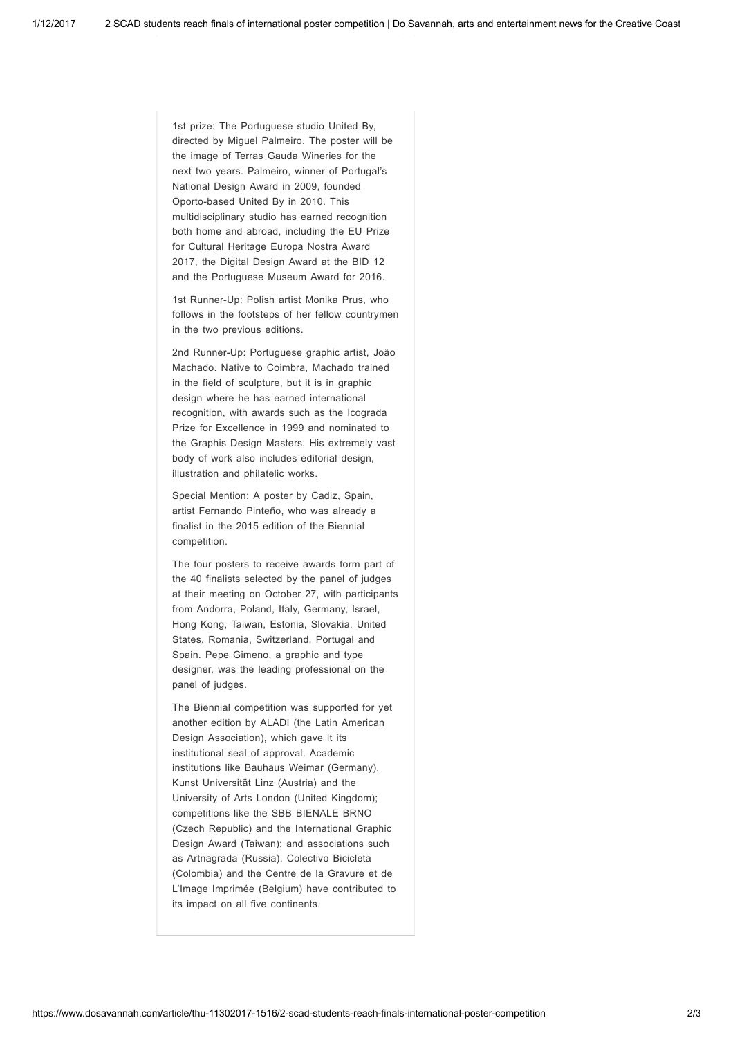1st prize: The Portuguese studio United By, directed by Miguel Palmeiro. The poster will be the image of Terras Gauda Wineries for the next two years. Palmeiro, winner of Portugal's National Design Award in 2009, founded Oporto-based United By in 2010. This multidisciplinary studio has earned recognition both home and abroad, including the EU Prize for Cultural Heritage Europa Nostra Award 2017, the Digital Design Award at the BID 12 and the Portuguese Museum Award for 2016.

1st Runner-Up: Polish artist Monika Prus, who follows in the footsteps of her fellow countrymen in the two previous editions.

2nd Runner-Up: Portuguese graphic artist, João Machado. Native to Coimbra, Machado trained in the field of sculpture, but it is in graphic design where he has earned international recognition, with awards such as the Icograda Prize for Excellence in 1999 and nominated to the Graphis Design Masters. His extremely vast body of work also includes editorial design, illustration and philatelic works.

Special Mention: A poster by Cadiz, Spain, artist Fernando Pinteño, who was already a finalist in the 2015 edition of the Biennial competition.

The four posters to receive awards form part of the 40 finalists selected by the panel of judges at their meeting on October 27, with participants from Andorra, Poland, Italy, Germany, Israel, Hong Kong, Taiwan, Estonia, Slovakia, United States, Romania, Switzerland, Portugal and Spain. Pepe Gimeno, a graphic and type designer, was the leading professional on the panel of judges.

The Biennial competition was supported for yet another edition by ALADI (the Latin American Design Association), which gave it its institutional seal of approval. Academic institutions like Bauhaus Weimar (Germany), Kunst Universität Linz (Austria) and the University of Arts London (United Kingdom); competitions like the SBB BIENALE BRNO (Czech Republic) and the International Graphic Design Award (Taiwan); and associations such as Artnagrada (Russia), Colectivo Bicicleta (Colombia) and the Centre de la Gravure et de L'Image Imprimée (Belgium) have contributed to its impact on all five continents.